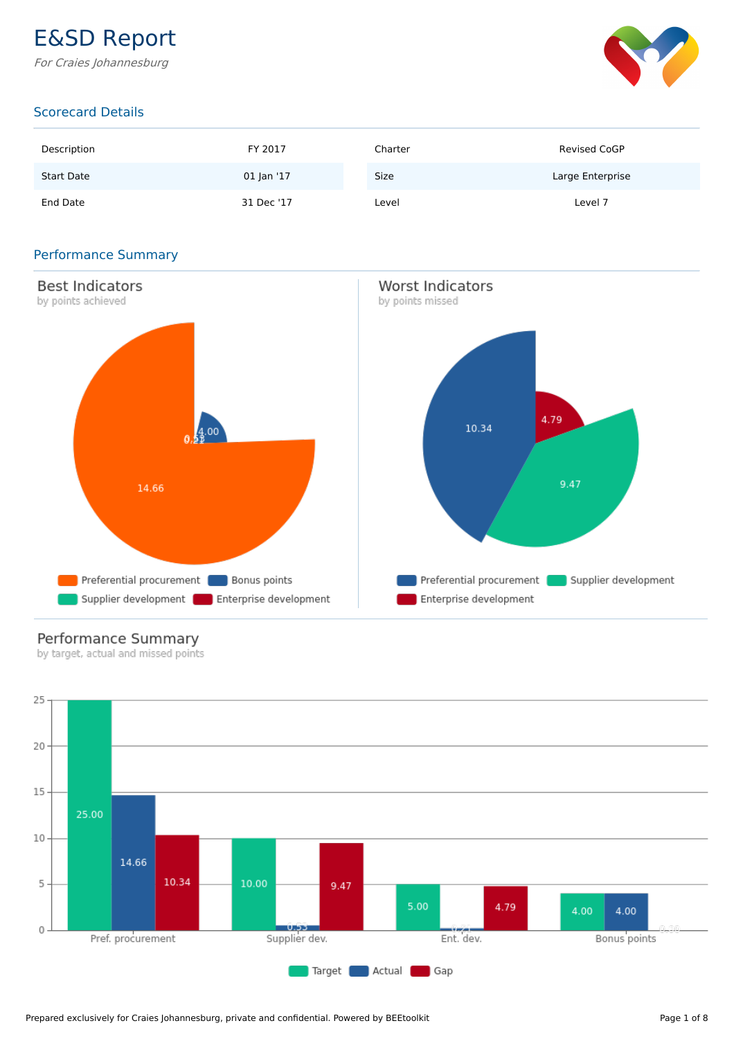# E&SD Report

*For Craies Johannesburg*

## Scorecard Details

| Description | FY 2017 | Charter | Revised CoGP |
|---|---|---|---|
| Start Date | 01 Jan '17 | Size | Large Enterprise |
| End Date | 31 Dec '17 | Level | Level 7 |

## Performance Summary

### Best Indicators

by points achieved

| Indicator | Points |
|---|---|
| Preferential procurement | 14.66 |
| Bonus points | 4.00 |
| Supplier development | 0.53 |
| Enterprise development | 0.21 |

### Worst Indicators

by points missed

| Indicator | Points |
|---|---|
| Preferential procurement | 10.34 |
| Supplier development | 9.47 |
| Enterprise development | 4.79 |

### Performance Summary

by target, actual and missed points

| | Target | Actual | Gap |
|---|---|---|---|
| Pref. procurement | 25.00 | 14.66 | 10.34 |
| Supplier dev. | 10.00 | 0.53 | 9.47 |
| Ent. dev. | 5.00 | 0.21 | 4.79 |
| Bonus points | 4.00 | 4.00 | 0.00 |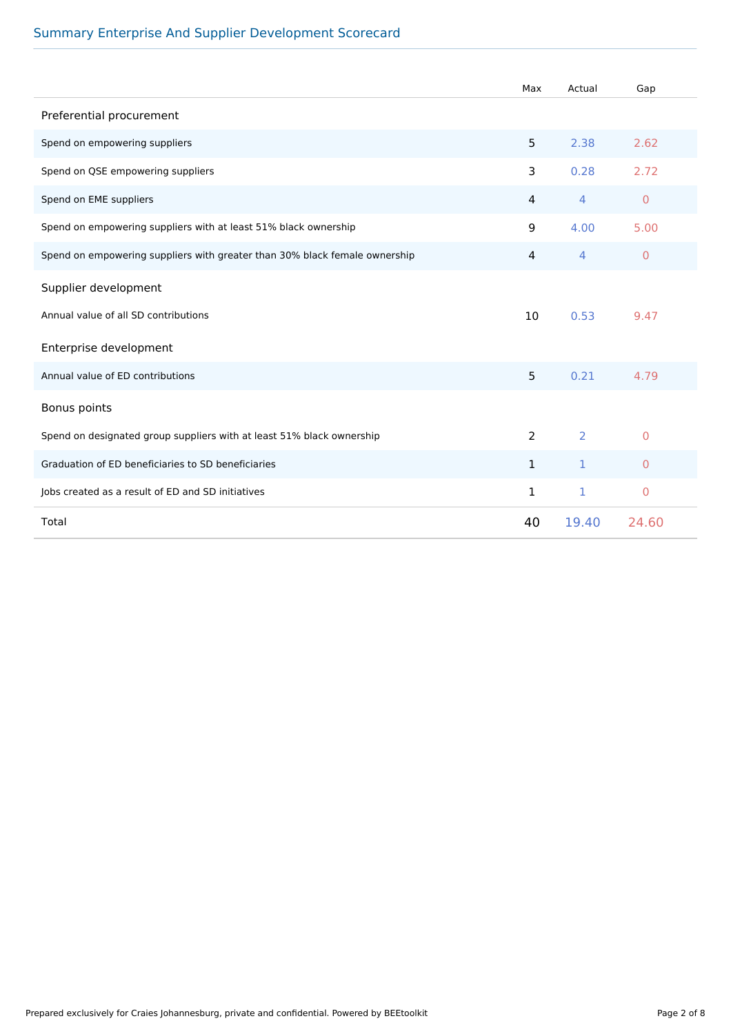## Summary Enterprise And Supplier Development Scorecard

| | Max | Actual | Gap |
|---|---|---|---|
| **Preferential procurement** | | | |
| Spend on empowering suppliers | 5 | 2.38 | 2.62 |
| Spend on QSE empowering suppliers | 3 | 0.28 | 2.72 |
| Spend on EME suppliers | 4 | 4 | 0 |
| Spend on empowering suppliers with at least 51% black ownership | 9 | 4.00 | 5.00 |
| Spend on empowering suppliers with greater than 30% black female ownership | 4 | 4 | 0 |
| **Supplier development** | | | |
| Annual value of all SD contributions | 10 | 0.53 | 9.47 |
| **Enterprise development** | | | |
| Annual value of ED contributions | 5 | 0.21 | 4.79 |
| **Bonus points** | | | |
| Spend on designated group suppliers with at least 51% black ownership | 2 | 2 | 0 |
| Graduation of ED beneficiaries to SD beneficiaries | 1 | 1 | 0 |
| Jobs created as a result of ED and SD initiatives | 1 | 1 | 0 |
| Total | 40 | 19.40 | 24.60 |

Prepared exclusively for Craies Johannesburg, private and confidential. Powered by BEEtoolkit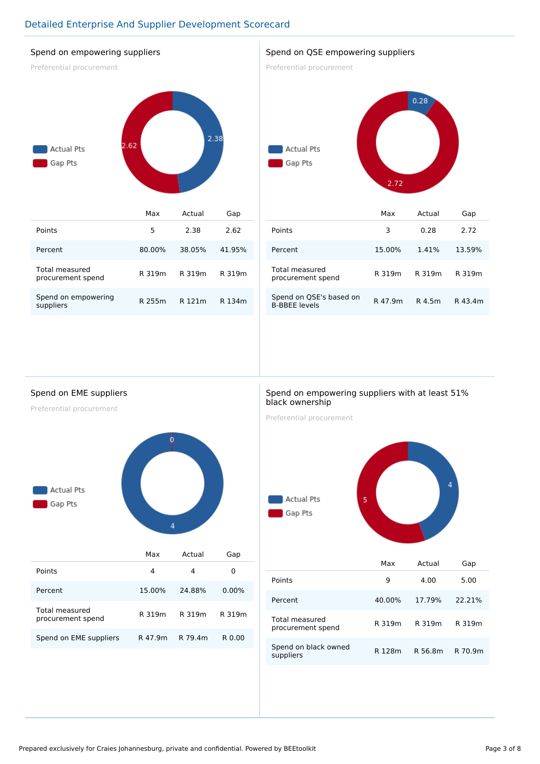## Detailed Enterprise And Supplier Development Scorecard

### Spend on empowering suppliers

Preferential procurement

Actual Pts: 2.38
Gap Pts: 2.62

| | Max | Actual | Gap |
|---|---|---|---|
| Points | 5 | 2.38 | 2.62 |
| Percent | 80.00% | 38.05% | 41.95% |
| Total measured procurement spend | R 319m | R 319m | R 319m |
| Spend on empowering suppliers | R 255m | R 121m | R 134m |

### Spend on QSE empowering suppliers

Preferential procurement

Actual Pts: 0.28
Gap Pts: 2.72

| | Max | Actual | Gap |
|---|---|---|---|
| Points | 3 | 0.28 | 2.72 |
| Percent | 15.00% | 1.41% | 13.59% |
| Total measured procurement spend | R 319m | R 319m | R 319m |
| Spend on QSE's based on B-BBEE levels | R 47.9m | R 4.5m | R 43.4m |

### Spend on EME suppliers

Preferential procurement

Actual Pts: 4
Gap Pts: 0

| | Max | Actual | Gap |
|---|---|---|---|
| Points | 4 | 4 | 0 |
| Percent | 15.00% | 24.88% | 0.00% |
| Total measured procurement spend | R 319m | R 319m | R 319m |
| Spend on EME suppliers | R 47.9m | R 79.4m | R 0.00 |

### Spend on empowering suppliers with at least 51% black ownership

Preferential procurement

Actual Pts: 4
Gap Pts: 5

| | Max | Actual | Gap |
|---|---|---|---|
| Points | 9 | 4.00 | 5.00 |
| Percent | 40.00% | 17.79% | 22.21% |
| Total measured procurement spend | R 319m | R 319m | R 319m |
| Spend on black owned suppliers | R 128m | R 56.8m | R 70.9m |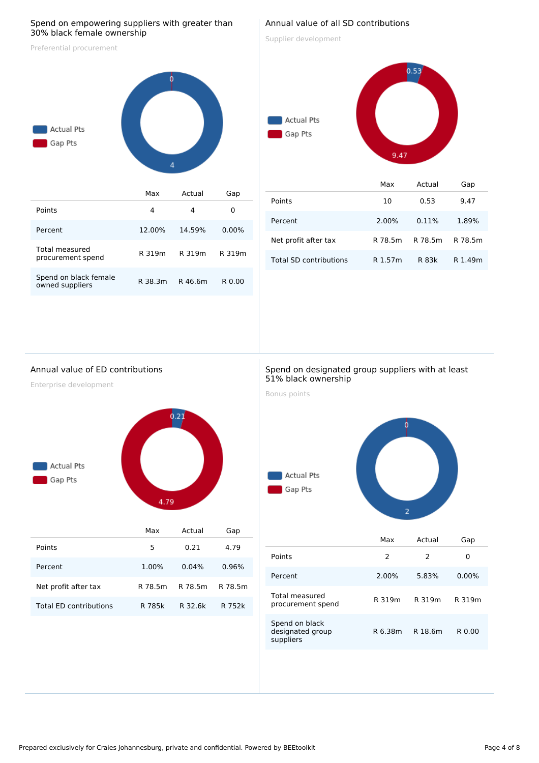## Spend on empowering suppliers with greater than 30% black female ownership

Preferential procurement

Actual Pts: 4
Gap Pts: 0

| | Max | Actual | Gap |
|---|---|---|---|
| Points | 4 | 4 | 0 |
| Percent | 12.00% | 14.59% | 0.00% |
| Total measured procurement spend | R 319m | R 319m | R 319m |
| Spend on black female owned suppliers | R 38.3m | R 46.6m | R 0.00 |

## Annual value of all SD contributions

Supplier development

Actual Pts: 0.53
Gap Pts: 9.47

| | Max | Actual | Gap |
|---|---|---|---|
| Points | 10 | 0.53 | 9.47 |
| Percent | 2.00% | 0.11% | 1.89% |
| Net profit after tax | R 78.5m | R 78.5m | R 78.5m |
| Total SD contributions | R 1.57m | R 83k | R 1.49m |

## Annual value of ED contributions

Enterprise development

Actual Pts: 0.21
Gap Pts: 4.79

| | Max | Actual | Gap |
|---|---|---|---|
| Points | 5 | 0.21 | 4.79 |
| Percent | 1.00% | 0.04% | 0.96% |
| Net profit after tax | R 78.5m | R 78.5m | R 78.5m |
| Total ED contributions | R 785k | R 32.6k | R 752k |

## Spend on designated group suppliers with at least 51% black ownership

Bonus points

Actual Pts: 2
Gap Pts: 0

| | Max | Actual | Gap |
|---|---|---|---|
| Points | 2 | 2 | 0 |
| Percent | 2.00% | 5.83% | 0.00% |
| Total measured procurement spend | R 319m | R 319m | R 319m |
| Spend on black designated group suppliers | R 6.38m | R 18.6m | R 0.00 |

Prepared exclusively for Craies Johannesburg, private and confidential. Powered by BEEtoolkit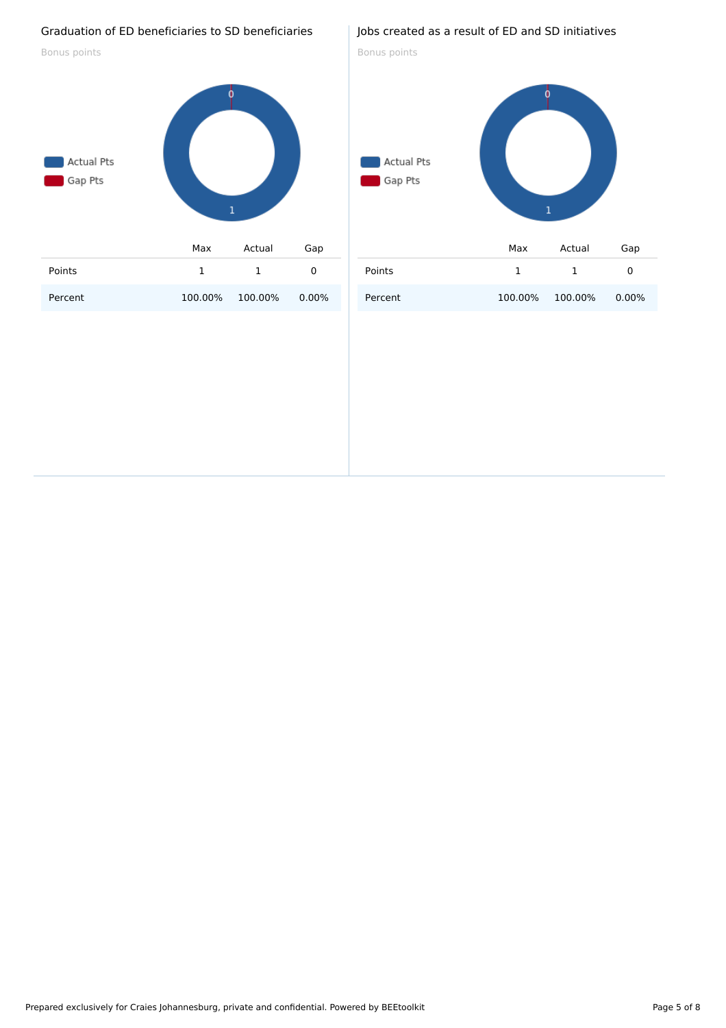## Graduation of ED beneficiaries to SD beneficiaries

Bonus points

Actual Pts
Gap Pts

|  | Max | Actual | Gap |
|---|---|---|---|
| Points | 1 | 1 | 0 |
| Percent | 100.00% | 100.00% | 0.00% |

## Jobs created as a result of ED and SD initiatives

Bonus points

Actual Pts
Gap Pts

|  | Max | Actual | Gap |
|---|---|---|---|
| Points | 1 | 1 | 0 |
| Percent | 100.00% | 100.00% | 0.00% |

Prepared exclusively for Craies Johannesburg, private and confidential. Powered by BEEtoolkit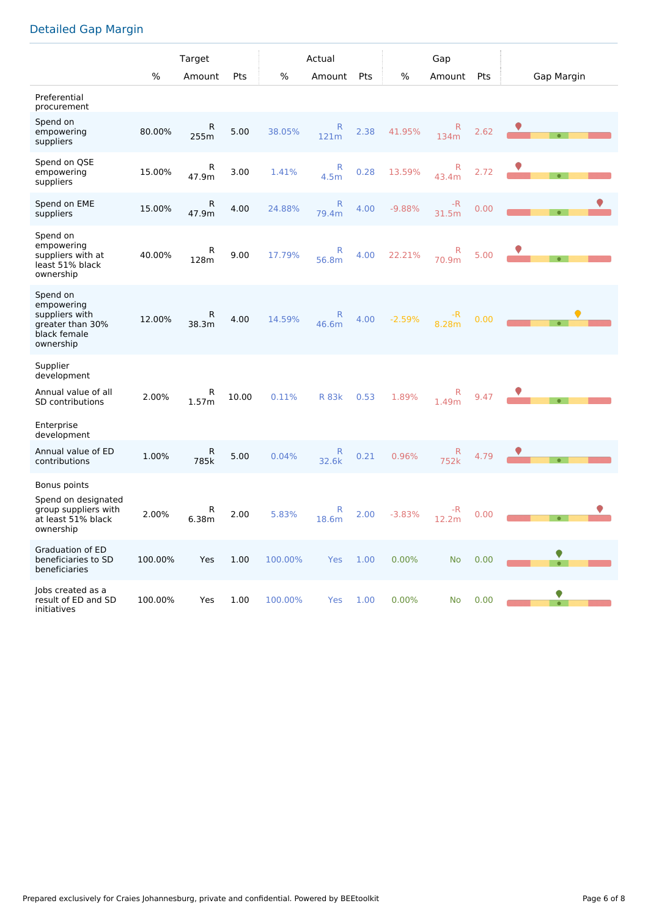## Detailed Gap Margin

| | Target | | | Actual | | | Gap | | | Gap Margin |
|---|---|---|---|---|---|---|---|---|---|---|
| | % | Amount | Pts | % | Amount | Pts | % | Amount | Pts | |
| **Preferential procurement** | | | | | | | | | | |
| Spend on empowering suppliers | 80.00% | R 255m | 5.00 | 38.05% | R 121m | 2.38 | 41.95% | R 134m | 2.62 | |
| Spend on QSE empowering suppliers | 15.00% | R 47.9m | 3.00 | 1.41% | R 4.5m | 0.28 | 13.59% | R 43.4m | 2.72 | |
| Spend on EME suppliers | 15.00% | R 47.9m | 4.00 | 24.88% | R 79.4m | 4.00 | -9.88% | -R 31.5m | 0.00 | |
| Spend on empowering suppliers with at least 51% black ownership | 40.00% | R 128m | 9.00 | 17.79% | R 56.8m | 4.00 | 22.21% | R 70.9m | 5.00 | |
| Spend on empowering suppliers with greater than 30% black female ownership | 12.00% | R 38.3m | 4.00 | 14.59% | R 46.6m | 4.00 | -2.59% | -R 8.28m | 0.00 | |
| **Supplier development** | | | | | | | | | | |
| Annual value of all SD contributions | 2.00% | R 1.57m | 10.00 | 0.11% | R 83k | 0.53 | 1.89% | R 1.49m | 9.47 | |
| **Enterprise development** | | | | | | | | | | |
| Annual value of ED contributions | 1.00% | R 785k | 5.00 | 0.04% | R 32.6k | 0.21 | 0.96% | R 752k | 4.79 | |
| **Bonus points** | | | | | | | | | | |
| Spend on designated group suppliers with at least 51% black ownership | 2.00% | R 6.38m | 2.00 | 5.83% | R 18.6m | 2.00 | -3.83% | -R 12.2m | 0.00 | |
| Graduation of ED beneficiaries to SD beneficiaries | 100.00% | Yes | 1.00 | 100.00% | Yes | 1.00 | 0.00% | No | 0.00 | |
| Jobs created as a result of ED and SD initiatives | 100.00% | Yes | 1.00 | 100.00% | Yes | 1.00 | 0.00% | No | 0.00 | |

Prepared exclusively for Craies Johannesburg, private and confidential. Powered by BEEtoolkit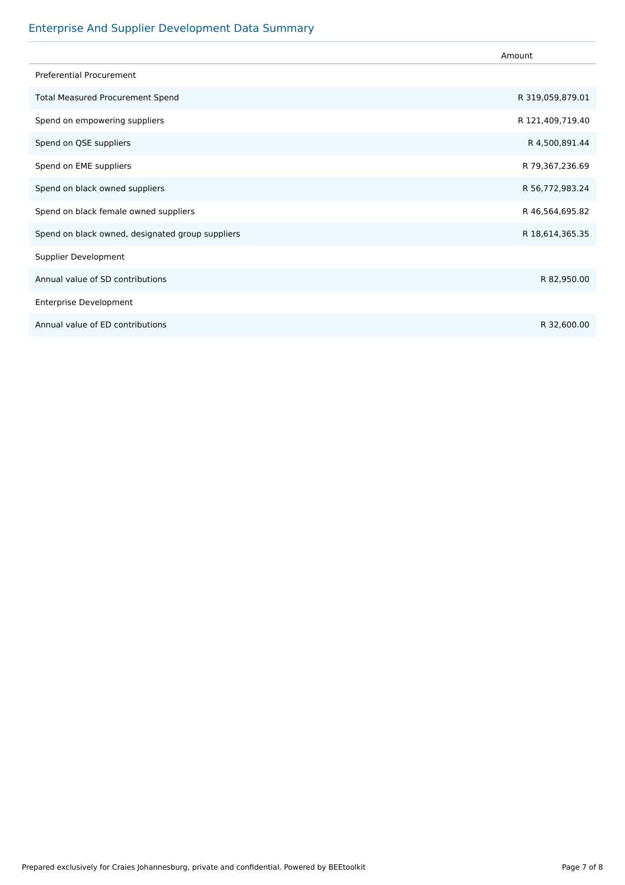## Enterprise And Supplier Development Data Summary

| | Amount |
|---|---|
| Preferential Procurement | |
| Total Measured Procurement Spend | R 319,059,879.01 |
| Spend on empowering suppliers | R 121,409,719.40 |
| Spend on QSE suppliers | R 4,500,891.44 |
| Spend on EME suppliers | R 79,367,236.69 |
| Spend on black owned suppliers | R 56,772,983.24 |
| Spend on black female owned suppliers | R 46,564,695.82 |
| Spend on black owned, designated group suppliers | R 18,614,365.35 |
| Supplier Development | |
| Annual value of SD contributions | R 82,950.00 |
| Enterprise Development | |
| Annual value of ED contributions | R 32,600.00 |

Prepared exclusively for Craies Johannesburg, private and confidential. Powered by BEEtoolkit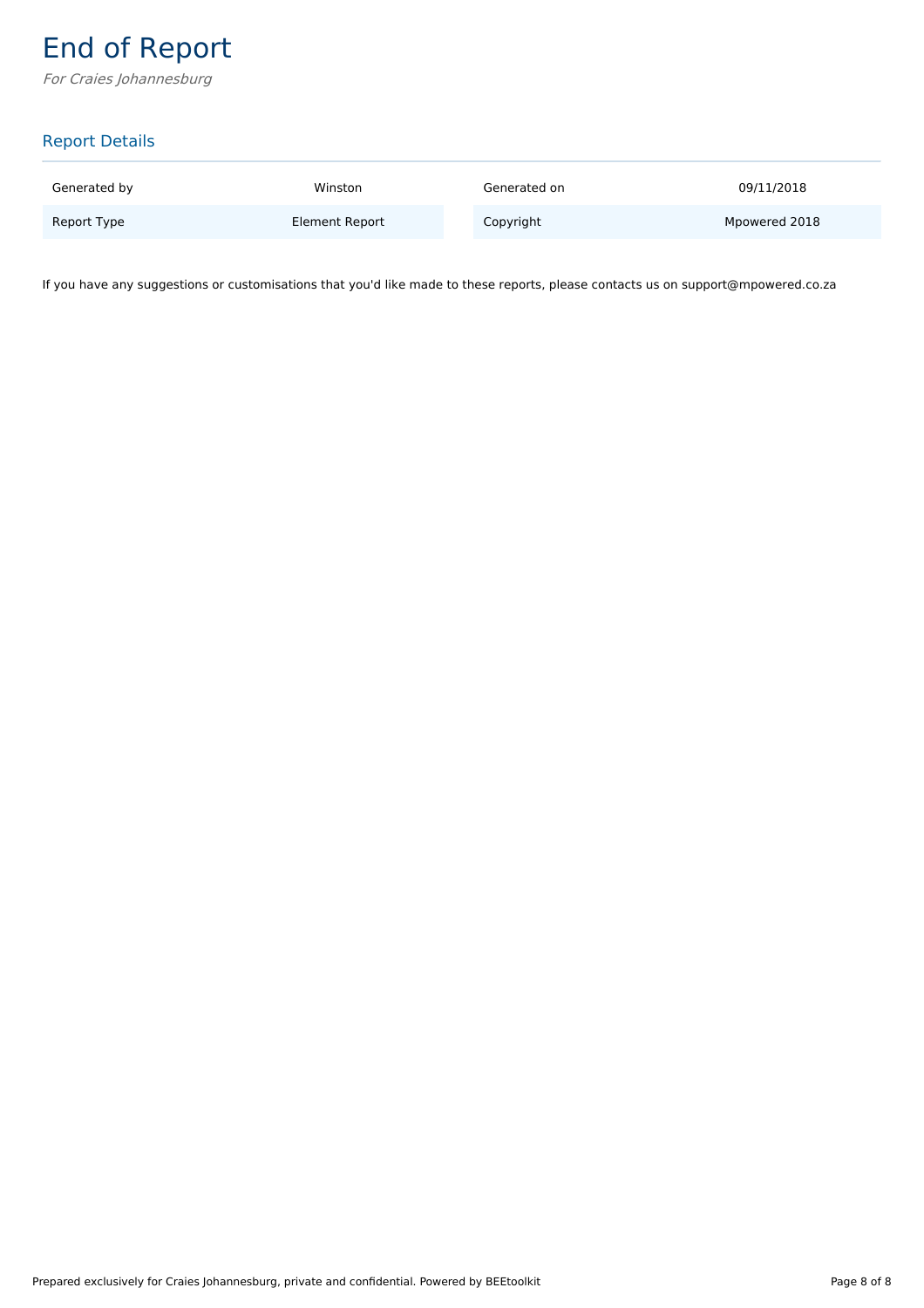# End of Report

*For Craies Johannesburg*

## Report Details

| | | | |
|---|---|---|---|
| Generated by | Winston | Generated on | 09/11/2018 |
| Report Type | Element Report | Copyright | Mpowered 2018 |

If you have any suggestions or customisations that you'd like made to these reports, please contacts us on support@mpowered.co.za